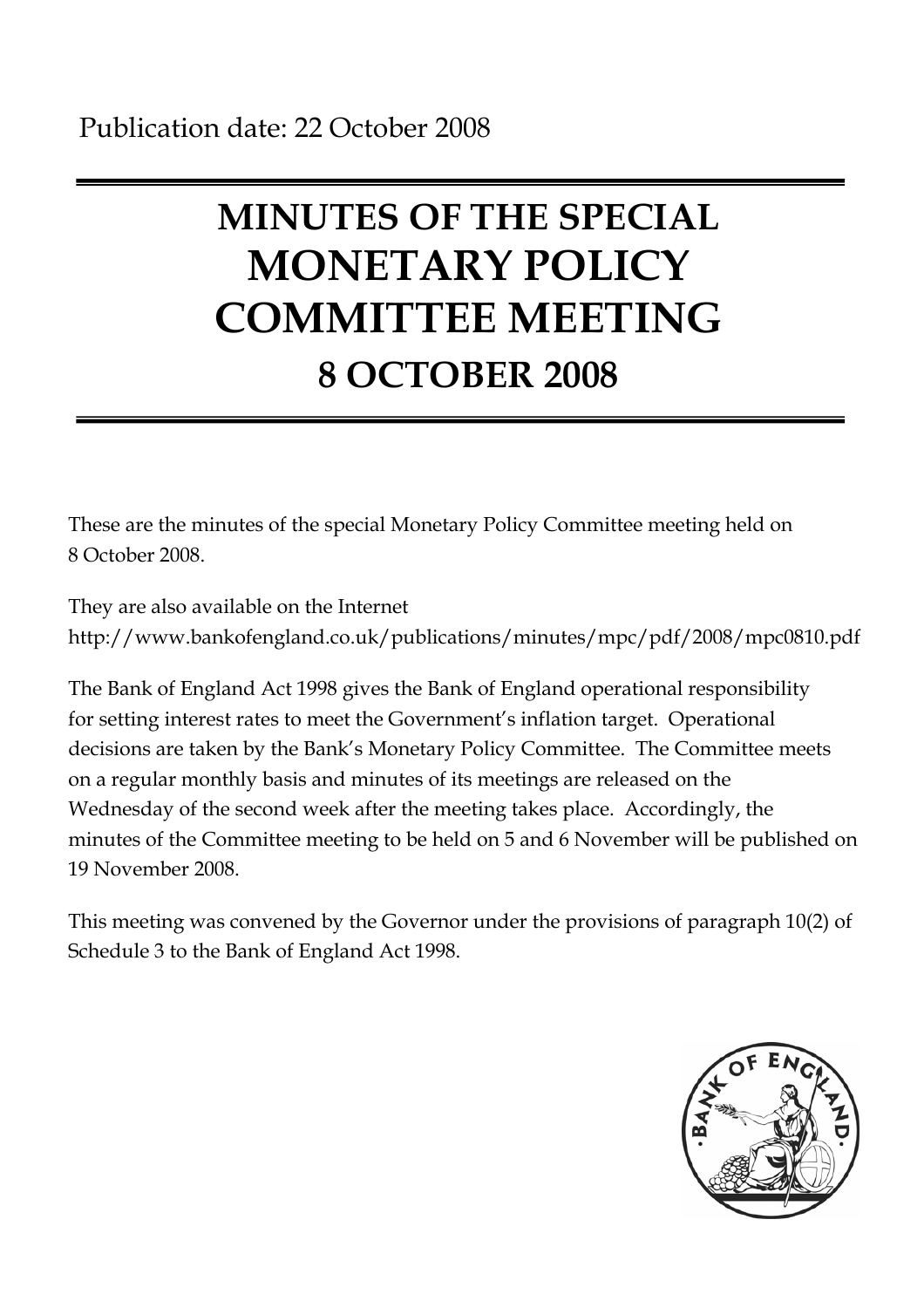Publication date: 22 October 2008

# MINUTES OF THE SPECIAL MONETARY POLICY COMMITTEE MEETING 8 OCTOBER 2008

These are the minutes of the special Monetary Policy Committee meeting held on 8 October 2008.

They are also available on the Internet http://www.bankofengland.co.uk/publications/minutes/mpc/pdf/2008/mpc0810.pdf

The Bank of England Act 1998 gives the Bank of England operational responsibility for setting interest rates to meet the Government's inflation target. Operational decisions are taken by the Bank's Monetary Policy Committee. The Committee meets on a regular monthly basis and minutes of its meetings are released on the Wednesday of the second week after the meeting takes place. Accordingly, the minutes of the Committee meeting to be held on 5 and 6 November will be published on 19 November 2008.

This meeting was convened by the Governor under the provisions of paragraph 10(2) of Schedule 3 to the Bank of England Act 1998.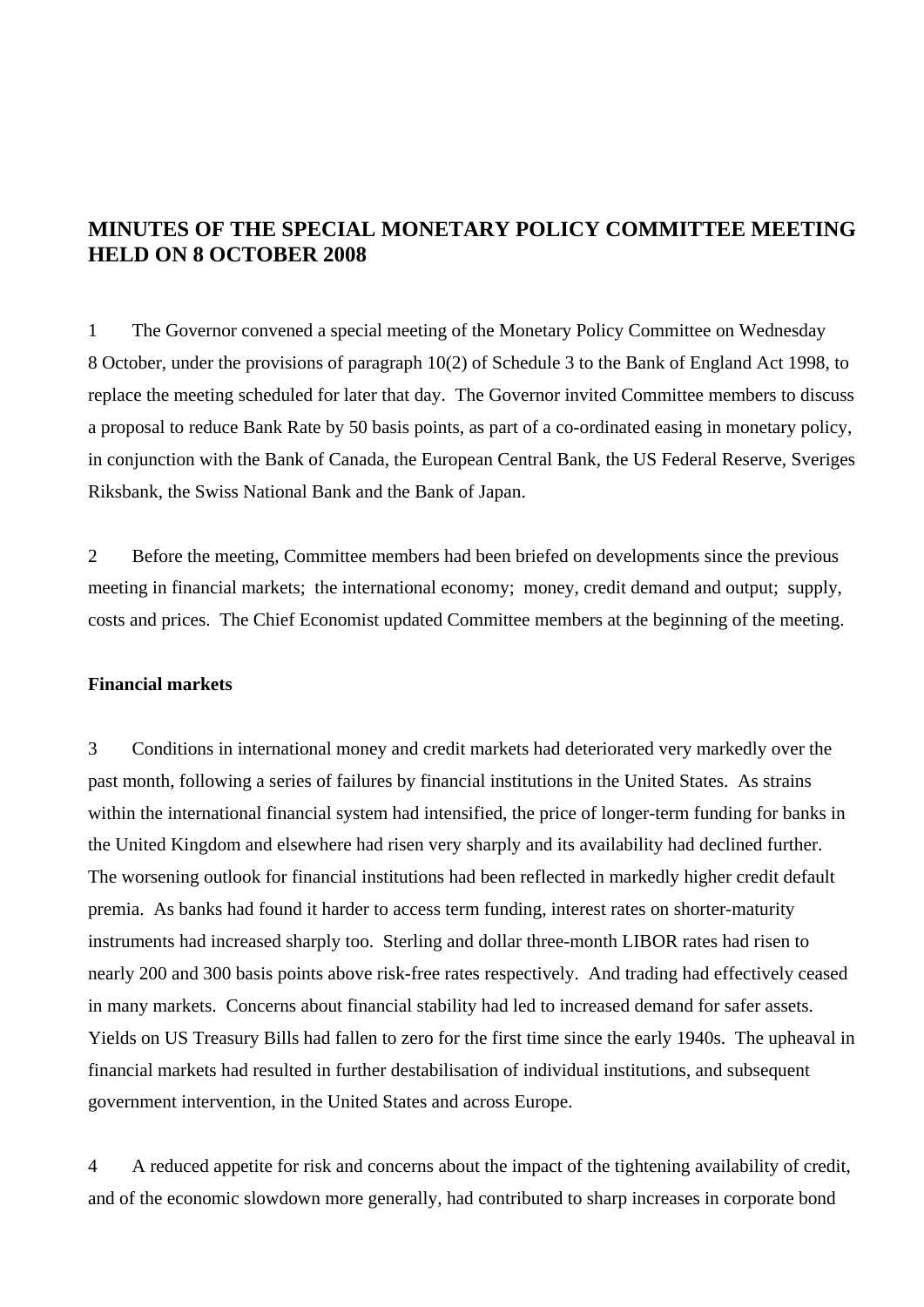# MINUTES OF THE SPECIAL MONETARY POLICY COMMITTEE MEETING HELD ON 8 OCTOBER 2008

1 The Governor convened a special meeting of the Monetary Policy Committee on Wednesday 8 October, under the provisions of paragraph 10(2) of Schedule 3 to the Bank of England Act 1998, to replace the meeting scheduled for later that day. The Governor invited Committee members to discuss a proposal to reduce Bank Rate by 50 basis points, as part of a co-ordinated easing in monetary policy, in conjunction with the Bank of Canada, the European Central Bank, the US Federal Reserve, Sveriges Riksbank, the Swiss National Bank and the Bank of Japan.

2 Before the meeting, Committee members had been briefed on developments since the previous meeting in financial markets; the international economy; money, credit demand and output; supply, costs and prices. The Chief Economist updated Committee members at the beginning of the meeting.

**Financial markets**

3 Conditions in international money and credit markets had deteriorated very markedly over the past month, following a series of failures by financial institutions in the United States. As strains within the international financial system had intensified, the price of longer-term funding for banks in the United Kingdom and elsewhere had risen very sharply and its availability had declined further. The worsening outlook for financial institutions had been reflected in markedly higher credit default premia. As banks had found it harder to access term funding, interest rates on shorter-maturity instruments had increased sharply too. Sterling and dollar three-month LIBOR rates had risen to nearly 200 and 300 basis points above risk-free rates respectively. And trading had effectively ceased in many markets. Concerns about financial stability had led to increased demand for safer assets. Yields on US Treasury Bills had fallen to zero for the first time since the early 1940s. The upheaval in financial markets had resulted in further destabilisation of individual institutions, and subsequent government intervention, in the United States and across Europe.

4 A reduced appetite for risk and concerns about the impact of the tightening availability of credit, and of the economic slowdown more generally, had contributed to sharp increases in corporate bond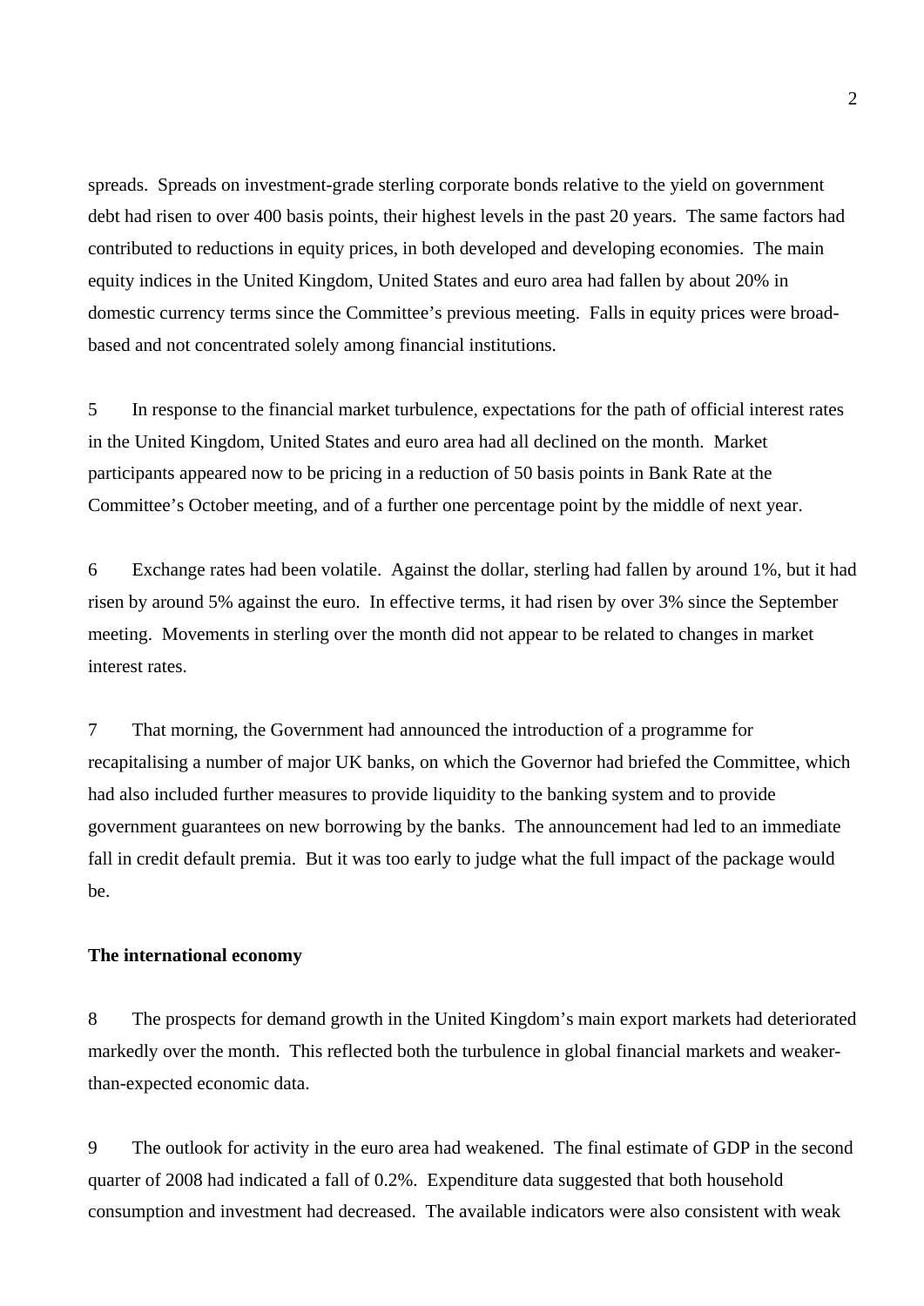spreads. Spreads on investment-grade sterling corporate bonds relative to the yield on government debt had risen to over 400 basis points, their highest levels in the past 20 years. The same factors had contributed to reductions in equity prices, in both developed and developing economies. The main equity indices in the United Kingdom, United States and euro area had fallen by about 20% in domestic currency terms since the Committee's previous meeting. Falls in equity prices were broad-based and not concentrated solely among financial institutions.

5 In response to the financial market turbulence, expectations for the path of official interest rates in the United Kingdom, United States and euro area had all declined on the month. Market participants appeared now to be pricing in a reduction of 50 basis points in Bank Rate at the Committee's October meeting, and of a further one percentage point by the middle of next year.

6 Exchange rates had been volatile. Against the dollar, sterling had fallen by around 1%, but it had risen by around 5% against the euro. In effective terms, it had risen by over 3% since the September meeting. Movements in sterling over the month did not appear to be related to changes in market interest rates.

7 That morning, the Government had announced the introduction of a programme for recapitalising a number of major UK banks, on which the Governor had briefed the Committee, which had also included further measures to provide liquidity to the banking system and to provide government guarantees on new borrowing by the banks. The announcement had led to an immediate fall in credit default premia. But it was too early to judge what the full impact of the package would be.

**The international economy**

8 The prospects for demand growth in the United Kingdom's main export markets had deteriorated markedly over the month. This reflected both the turbulence in global financial markets and weaker-than-expected economic data.

9 The outlook for activity in the euro area had weakened. The final estimate of GDP in the second quarter of 2008 had indicated a fall of 0.2%. Expenditure data suggested that both household consumption and investment had decreased. The available indicators were also consistent with weak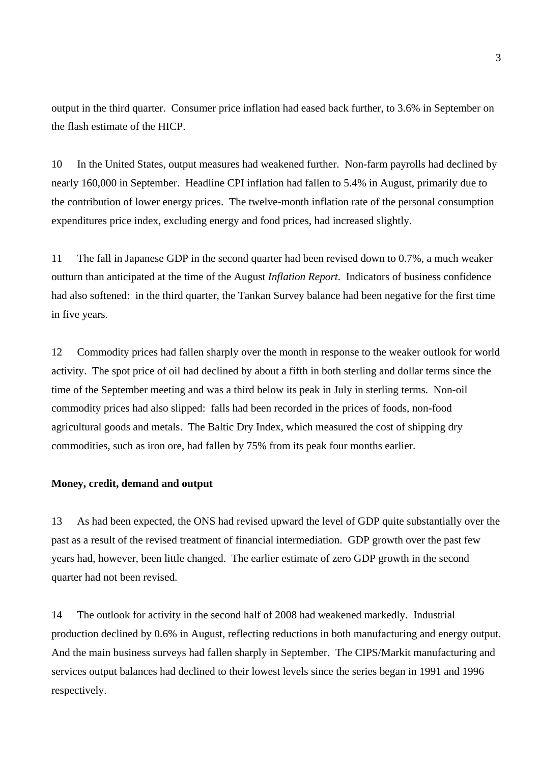output in the third quarter. Consumer price inflation had eased back further, to 3.6% in September on the flash estimate of the HICP.

10 In the United States, output measures had weakened further. Non-farm payrolls had declined by nearly 160,000 in September. Headline CPI inflation had fallen to 5.4% in August, primarily due to the contribution of lower energy prices. The twelve-month inflation rate of the personal consumption expenditures price index, excluding energy and food prices, had increased slightly.

11 The fall in Japanese GDP in the second quarter had been revised down to 0.7%, a much weaker outturn than anticipated at the time of the August *Inflation Report*. Indicators of business confidence had also softened: in the third quarter, the Tankan Survey balance had been negative for the first time in five years.

12 Commodity prices had fallen sharply over the month in response to the weaker outlook for world activity. The spot price of oil had declined by about a fifth in both sterling and dollar terms since the time of the September meeting and was a third below its peak in July in sterling terms. Non-oil commodity prices had also slipped: falls had been recorded in the prices of foods, non-food agricultural goods and metals. The Baltic Dry Index, which measured the cost of shipping dry commodities, such as iron ore, had fallen by 75% from its peak four months earlier.

**Money, credit, demand and output**

13 As had been expected, the ONS had revised upward the level of GDP quite substantially over the past as a result of the revised treatment of financial intermediation. GDP growth over the past few years had, however, been little changed. The earlier estimate of zero GDP growth in the second quarter had not been revised.

14 The outlook for activity in the second half of 2008 had weakened markedly. Industrial production declined by 0.6% in August, reflecting reductions in both manufacturing and energy output. And the main business surveys had fallen sharply in September. The CIPS/Markit manufacturing and services output balances had declined to their lowest levels since the series began in 1991 and 1996 respectively.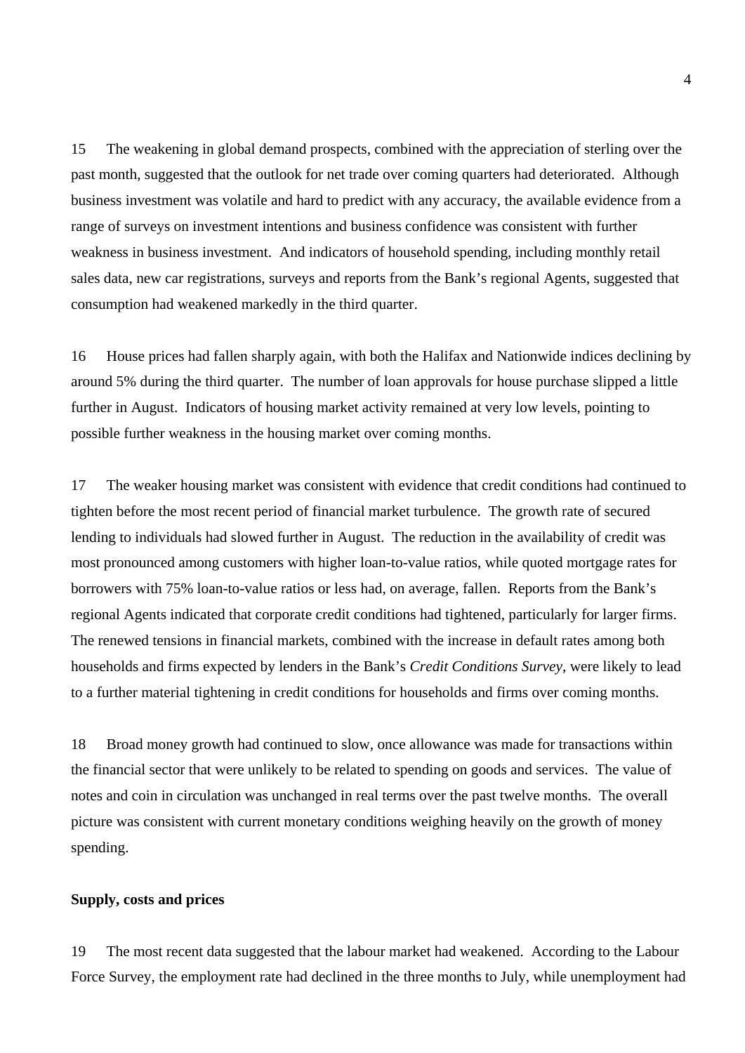15 The weakening in global demand prospects, combined with the appreciation of sterling over the past month, suggested that the outlook for net trade over coming quarters had deteriorated. Although business investment was volatile and hard to predict with any accuracy, the available evidence from a range of surveys on investment intentions and business confidence was consistent with further weakness in business investment. And indicators of household spending, including monthly retail sales data, new car registrations, surveys and reports from the Bank's regional Agents, suggested that consumption had weakened markedly in the third quarter.

16 House prices had fallen sharply again, with both the Halifax and Nationwide indices declining by around 5% during the third quarter. The number of loan approvals for house purchase slipped a little further in August. Indicators of housing market activity remained at very low levels, pointing to possible further weakness in the housing market over coming months.

17 The weaker housing market was consistent with evidence that credit conditions had continued to tighten before the most recent period of financial market turbulence. The growth rate of secured lending to individuals had slowed further in August. The reduction in the availability of credit was most pronounced among customers with higher loan-to-value ratios, while quoted mortgage rates for borrowers with 75% loan-to-value ratios or less had, on average, fallen. Reports from the Bank's regional Agents indicated that corporate credit conditions had tightened, particularly for larger firms. The renewed tensions in financial markets, combined with the increase in default rates among both households and firms expected by lenders in the Bank's *Credit Conditions Survey*, were likely to lead to a further material tightening in credit conditions for households and firms over coming months.

18 Broad money growth had continued to slow, once allowance was made for transactions within the financial sector that were unlikely to be related to spending on goods and services. The value of notes and coin in circulation was unchanged in real terms over the past twelve months. The overall picture was consistent with current monetary conditions weighing heavily on the growth of money spending.

**Supply, costs and prices**

19 The most recent data suggested that the labour market had weakened. According to the Labour Force Survey, the employment rate had declined in the three months to July, while unemployment had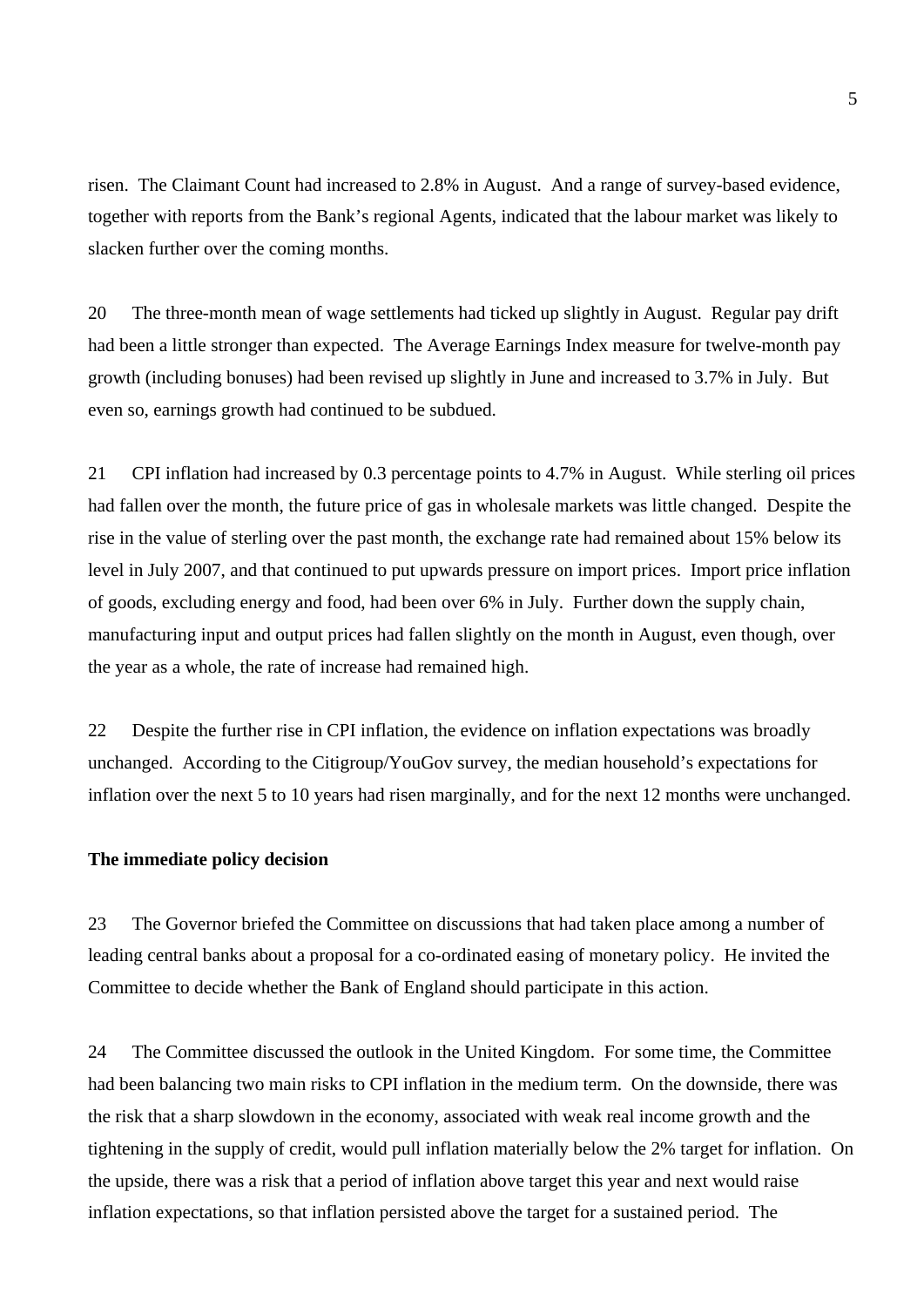risen. The Claimant Count had increased to 2.8% in August. And a range of survey-based evidence, together with reports from the Bank's regional Agents, indicated that the labour market was likely to slacken further over the coming months.

20 The three-month mean of wage settlements had ticked up slightly in August. Regular pay drift had been a little stronger than expected. The Average Earnings Index measure for twelve-month pay growth (including bonuses) had been revised up slightly in June and increased to 3.7% in July. But even so, earnings growth had continued to be subdued.

21 CPI inflation had increased by 0.3 percentage points to 4.7% in August. While sterling oil prices had fallen over the month, the future price of gas in wholesale markets was little changed. Despite the rise in the value of sterling over the past month, the exchange rate had remained about 15% below its level in July 2007, and that continued to put upwards pressure on import prices. Import price inflation of goods, excluding energy and food, had been over 6% in July. Further down the supply chain, manufacturing input and output prices had fallen slightly on the month in August, even though, over the year as a whole, the rate of increase had remained high.

22 Despite the further rise in CPI inflation, the evidence on inflation expectations was broadly unchanged. According to the Citigroup/YouGov survey, the median household's expectations for inflation over the next 5 to 10 years had risen marginally, and for the next 12 months were unchanged.

**The immediate policy decision**

23 The Governor briefed the Committee on discussions that had taken place among a number of leading central banks about a proposal for a co-ordinated easing of monetary policy. He invited the Committee to decide whether the Bank of England should participate in this action.

24 The Committee discussed the outlook in the United Kingdom. For some time, the Committee had been balancing two main risks to CPI inflation in the medium term. On the downside, there was the risk that a sharp slowdown in the economy, associated with weak real income growth and the tightening in the supply of credit, would pull inflation materially below the 2% target for inflation. On the upside, there was a risk that a period of inflation above target this year and next would raise inflation expectations, so that inflation persisted above the target for a sustained period. The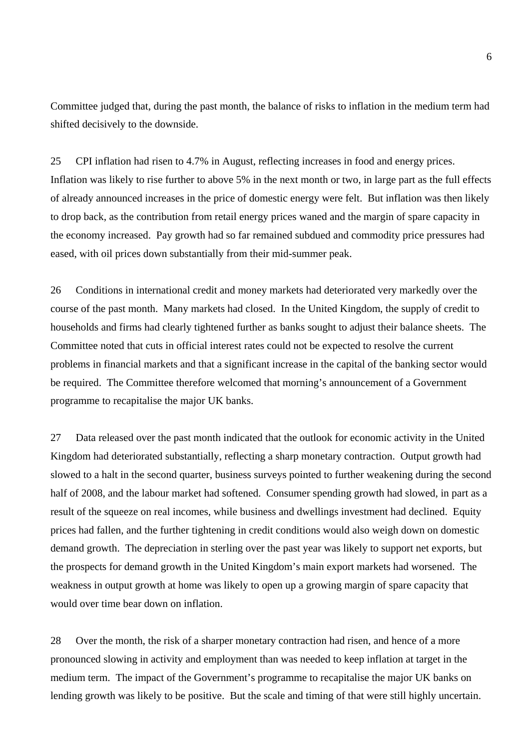Committee judged that, during the past month, the balance of risks to inflation in the medium term had shifted decisively to the downside.

25 CPI inflation had risen to 4.7% in August, reflecting increases in food and energy prices. Inflation was likely to rise further to above 5% in the next month or two, in large part as the full effects of already announced increases in the price of domestic energy were felt. But inflation was then likely to drop back, as the contribution from retail energy prices waned and the margin of spare capacity in the economy increased. Pay growth had so far remained subdued and commodity price pressures had eased, with oil prices down substantially from their mid-summer peak.

26 Conditions in international credit and money markets had deteriorated very markedly over the course of the past month. Many markets had closed. In the United Kingdom, the supply of credit to households and firms had clearly tightened further as banks sought to adjust their balance sheets. The Committee noted that cuts in official interest rates could not be expected to resolve the current problems in financial markets and that a significant increase in the capital of the banking sector would be required. The Committee therefore welcomed that morning's announcement of a Government programme to recapitalise the major UK banks.

27 Data released over the past month indicated that the outlook for economic activity in the United Kingdom had deteriorated substantially, reflecting a sharp monetary contraction. Output growth had slowed to a halt in the second quarter, business surveys pointed to further weakening during the second half of 2008, and the labour market had softened. Consumer spending growth had slowed, in part as a result of the squeeze on real incomes, while business and dwellings investment had declined. Equity prices had fallen, and the further tightening in credit conditions would also weigh down on domestic demand growth. The depreciation in sterling over the past year was likely to support net exports, but the prospects for demand growth in the United Kingdom's main export markets had worsened. The weakness in output growth at home was likely to open up a growing margin of spare capacity that would over time bear down on inflation.

28 Over the month, the risk of a sharper monetary contraction had risen, and hence of a more pronounced slowing in activity and employment than was needed to keep inflation at target in the medium term. The impact of the Government's programme to recapitalise the major UK banks on lending growth was likely to be positive. But the scale and timing of that were still highly uncertain.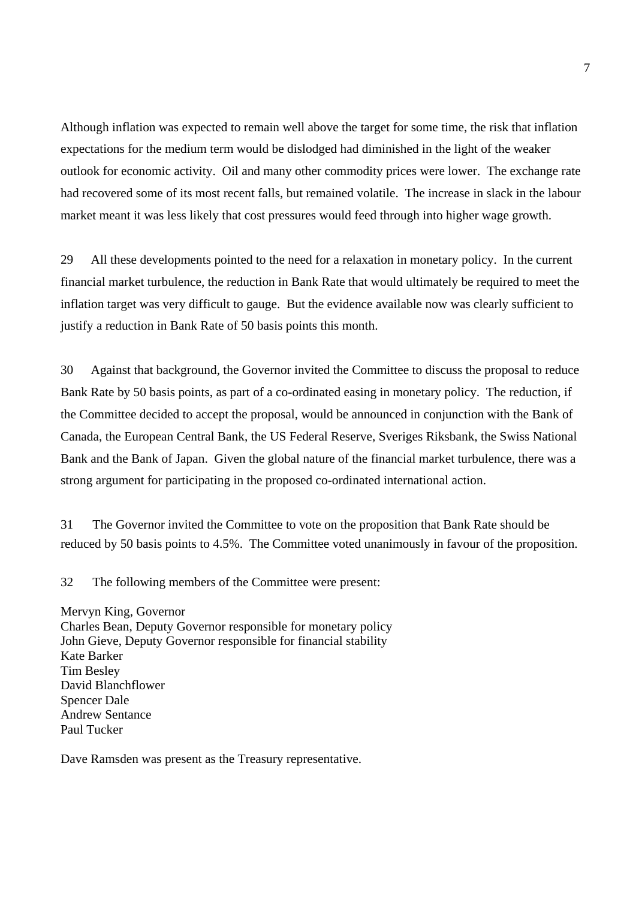Although inflation was expected to remain well above the target for some time, the risk that inflation expectations for the medium term would be dislodged had diminished in the light of the weaker outlook for economic activity. Oil and many other commodity prices were lower. The exchange rate had recovered some of its most recent falls, but remained volatile. The increase in slack in the labour market meant it was less likely that cost pressures would feed through into higher wage growth.

29 All these developments pointed to the need for a relaxation in monetary policy. In the current financial market turbulence, the reduction in Bank Rate that would ultimately be required to meet the inflation target was very difficult to gauge. But the evidence available now was clearly sufficient to justify a reduction in Bank Rate of 50 basis points this month.

30 Against that background, the Governor invited the Committee to discuss the proposal to reduce Bank Rate by 50 basis points, as part of a co-ordinated easing in monetary policy. The reduction, if the Committee decided to accept the proposal, would be announced in conjunction with the Bank of Canada, the European Central Bank, the US Federal Reserve, Sveriges Riksbank, the Swiss National Bank and the Bank of Japan. Given the global nature of the financial market turbulence, there was a strong argument for participating in the proposed co-ordinated international action.

31 The Governor invited the Committee to vote on the proposition that Bank Rate should be reduced by 50 basis points to 4.5%. The Committee voted unanimously in favour of the proposition.

32 The following members of the Committee were present:

Mervyn King, Governor
Charles Bean, Deputy Governor responsible for monetary policy
John Gieve, Deputy Governor responsible for financial stability
Kate Barker
Tim Besley
David Blanchflower
Spencer Dale
Andrew Sentance
Paul Tucker

Dave Ramsden was present as the Treasury representative.